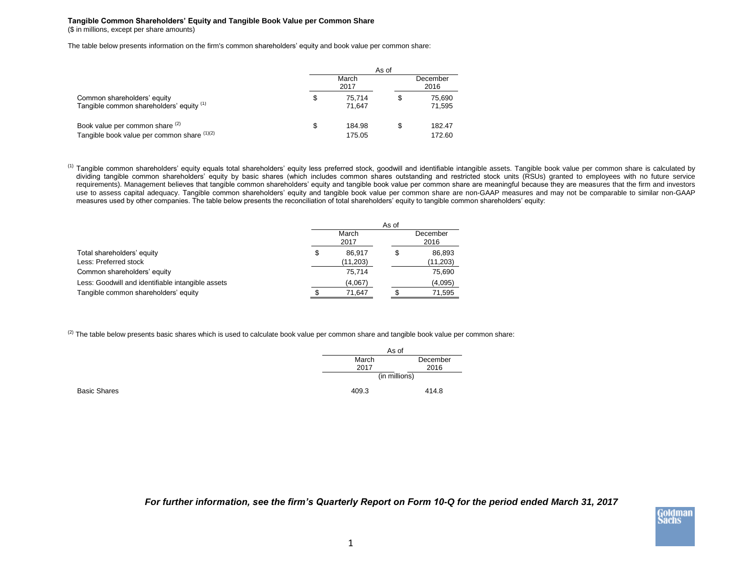**Tangible Common Shareholders' Equity and Tangible Book Value per Common Share**
($ in millions, except per share amounts)

The table below presents information on the firm's common shareholders' equity and book value per common share:

| | As of | |
|---|---|---|
| | March 2017 | December 2016 |
| Common shareholders' equity | $ 75,714 | $ 75,690 |
| Tangible common shareholders' equity [1] | 71,647 | 71,595 |
| Book value per common share [2] | $ 184.98 | $ 182.47 |
| Tangible book value per common share [1][2] | 175.05 | 172.60 |

[1] Tangible common shareholders' equity equals total shareholders' equity less preferred stock, goodwill and identifiable intangible assets. Tangible book value per common share is calculated by dividing tangible common shareholders' equity by basic shares (which includes common shares outstanding and restricted stock units (RSUs) granted to employees with no future service requirements). Management believes that tangible common shareholders' equity and tangible book value per common share are meaningful because they are measures that the firm and investors use to assess capital adequacy. Tangible common shareholders' equity and tangible book value per common share are non-GAAP measures and may not be comparable to similar non-GAAP measures used by other companies. The table below presents the reconciliation of total shareholders' equity to tangible common shareholders' equity:

| | As of | |
|---|---|---|
| | March 2017 | December 2016 |
| Total shareholders' equity | $ 86,917 | $ 86,893 |
| Less: Preferred stock | (11,203) | (11,203) |
| Common shareholders' equity | 75,714 | 75,690 |
| Less: Goodwill and identifiable intangible assets | (4,067) | (4,095) |
| Tangible common shareholders' equity | $ 71,647 | $ 71,595 |

[2] The table below presents basic shares which is used to calculate book value per common share and tangible book value per common share:

| | As of | |
|---|---|---|
| | March 2017 | December 2016 |
| | (in millions) | |
| Basic Shares | 409.3 | 414.8 |

***For further information, see the firm's Quarterly Report on Form 10-Q for the period ended March 31, 2017***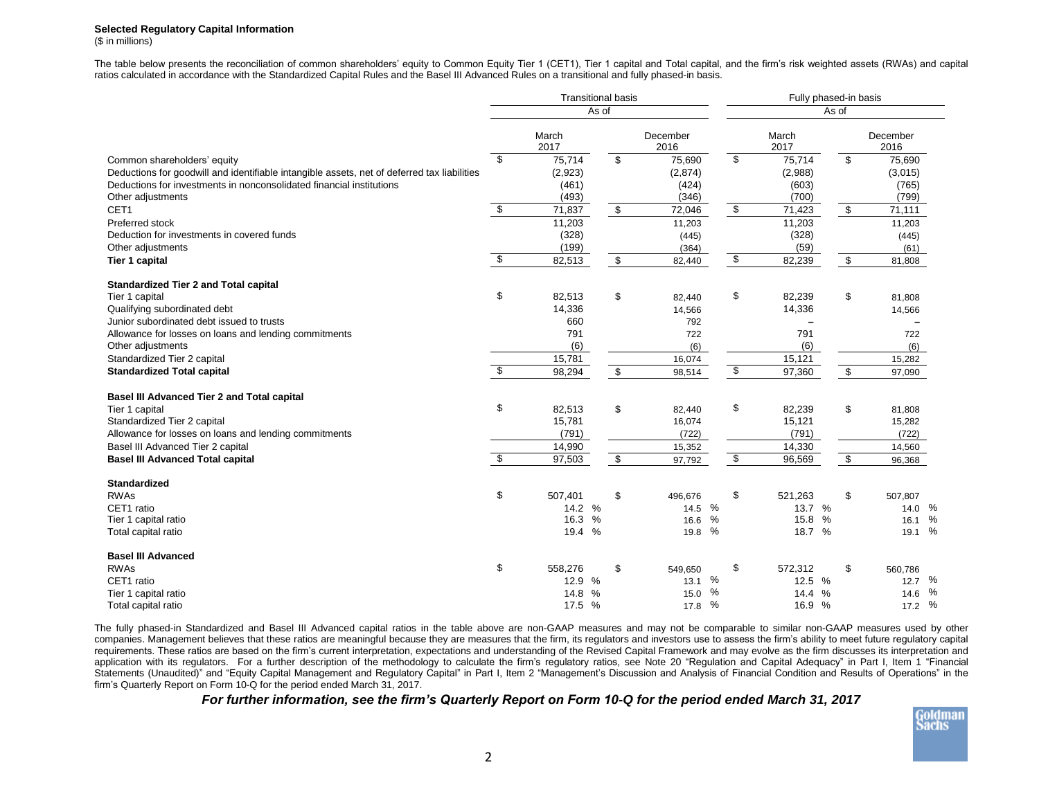**Selected Regulatory Capital Information**

($ in millions)

The table below presents the reconciliation of common shareholders' equity to Common Equity Tier 1 (CET1), Tier 1 capital and Total capital, and the firm's risk weighted assets (RWAs) and capital ratios calculated in accordance with the Standardized Capital Rules and the Basel III Advanced Rules on a transitional and fully phased-in basis.

| | Transitional basis | | Fully phased-in basis | |
|---|---|---|---|---|
| | As of | | As of | |
| | March 2017 | December 2016 | March 2017 | December 2016 |
| Common shareholders' equity | $ 75,714 | $ 75,690 | $ 75,714 | $ 75,690 |
| Deductions for goodwill and identifiable intangible assets, net of deferred tax liabilities | (2,923) | (2,874) | (2,988) | (3,015) |
| Deductions for investments in nonconsolidated financial institutions | (461) | (424) | (603) | (765) |
| Other adjustments | (493) | (346) | (700) | (799) |
| CET1 | $ 71,837 | $ 72,046 | $ 71,423 | $ 71,111 |
| Preferred stock | 11,203 | 11,203 | 11,203 | 11,203 |
| Deduction for investments in covered funds | (328) | (445) | (328) | (445) |
| Other adjustments | (199) | (364) | (59) | (61) |
| **Tier 1 capital** | $ 82,513 | $ 82,440 | $ 82,239 | $ 81,808 |
| **Standardized Tier 2 and Total capital** | | | | |
| Tier 1 capital | $ 82,513 | $ 82,440 | $ 82,239 | $ 81,808 |
| Qualifying subordinated debt | 14,336 | 14,566 | 14,336 | 14,566 |
| Junior subordinated debt issued to trusts | 660 | 792 | – | – |
| Allowance for losses on loans and lending commitments | 791 | 722 | 791 | 722 |
| Other adjustments | (6) | (6) | (6) | (6) |
| Standardized Tier 2 capital | 15,781 | 16,074 | 15,121 | 15,282 |
| **Standardized Total capital** | $ 98,294 | $ 98,514 | $ 97,360 | $ 97,090 |
| **Basel III Advanced Tier 2 and Total capital** | | | | |
| Tier 1 capital | $ 82,513 | $ 82,440 | $ 82,239 | $ 81,808 |
| Standardized Tier 2 capital | 15,781 | 16,074 | 15,121 | 15,282 |
| Allowance for losses on loans and lending commitments | (791) | (722) | (791) | (722) |
| Basel III Advanced Tier 2 capital | 14,990 | 15,352 | 14,330 | 14,560 |
| **Basel III Advanced Total capital** | $ 97,503 | $ 97,792 | $ 96,569 | $ 96,368 |
| **Standardized** | | | | |
| RWAs | $ 507,401 | $ 496,676 | $ 521,263 | $ 507,807 |
| CET1 ratio | 14.2 % | 14.5 % | 13.7 % | 14.0 % |
| Tier 1 capital ratio | 16.3 % | 16.6 % | 15.8 % | 16.1 % |
| Total capital ratio | 19.4 % | 19.8 % | 18.7 % | 19.1 % |
| **Basel III Advanced** | | | | |
| RWAs | $ 558,276 | $ 549,650 | $ 572,312 | $ 560,786 |
| CET1 ratio | 12.9 % | 13.1 % | 12.5 % | 12.7 % |
| Tier 1 capital ratio | 14.8 % | 15.0 % | 14.4 % | 14.6 % |
| Total capital ratio | 17.5 % | 17.8 % | 16.9 % | 17.2 % |

The fully phased-in Standardized and Basel III Advanced capital ratios in the table above are non-GAAP measures and may not be comparable to similar non-GAAP measures used by other companies. Management believes that these ratios are meaningful because they are measures that the firm, its regulators and investors use to assess the firm's ability to meet future regulatory capital requirements. These ratios are based on the firm's current interpretation, expectations and understanding of the Revised Capital Framework and may evolve as the firm discusses its interpretation and application with its regulators. For a further description of the methodology to calculate the firm's regulatory ratios, see Note 20 "Regulation and Capital Adequacy" in Part I, Item 1 "Financial Statements (Unaudited)" and "Equity Capital Management and Regulatory Capital" in Part I, Item 2 "Management's Discussion and Analysis of Financial Condition and Results of Operations" in the firm's Quarterly Report on Form 10-Q for the period ended March 31, 2017.

***For further information, see the firm's Quarterly Report on Form 10-Q for the period ended March 31, 2017***